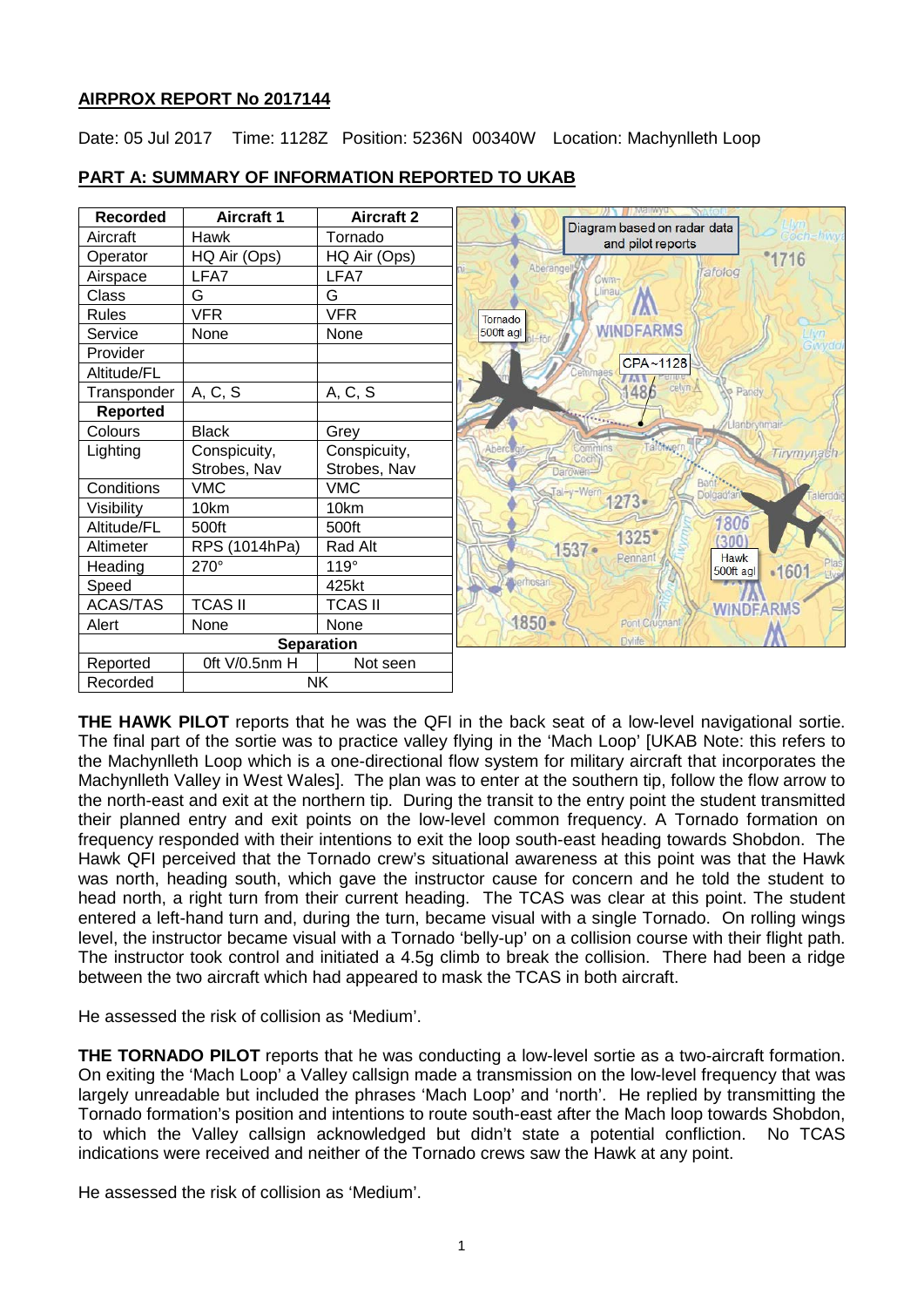**AIRPROX REPORT No 2017144**

Date: 05 Jul 2017 Time: 1128Z Position: 5236N 00340W Location: Machynlleth Loop

**PART A: SUMMARY OF INFORMATION REPORTED TO UKAB**

| Recorded | Aircraft 1 | Aircraft 2 |
|---|---|---|
| Aircraft | Hawk | Tornado |
| Operator | HQ Air (Ops) | HQ Air (Ops) |
| Airspace | LFA7 | LFA7 |
| Class | G | G |
| Rules | VFR | VFR |
| Service | None | None |
| Provider | | |
| Altitude/FL | | |
| Transponder | A, C, S | A, C, S |
| **Reported** | | |
| Colours | Black | Grey |
| Lighting | Conspicuity, Strobes, Nav | Conspicuity, Strobes, Nav |
| Conditions | VMC | VMC |
| Visibility | 10km | 10km |
| Altitude/FL | 500ft | 500ft |
| Altimeter | RPS (1014hPa) | Rad Alt |
| Heading | 270° | 119° |
| Speed | | 425kt |
| ACAS/TAS | TCAS II | TCAS II |
| Alert | None | None |
| **Separation** | | |
| Reported | 0ft V/0.5nm H | Not seen |
| Recorded | NK | |

Diagram based on radar data and pilot reports

**THE HAWK PILOT** reports that he was the QFI in the back seat of a low-level navigational sortie. The final part of the sortie was to practice valley flying in the 'Mach Loop' [UKAB Note: this refers to the Machynlleth Loop which is a one-directional flow system for military aircraft that incorporates the Machynlleth Valley in West Wales]. The plan was to enter at the southern tip, follow the flow arrow to the north-east and exit at the northern tip. During the transit to the entry point the student transmitted their planned entry and exit points on the low-level common frequency. A Tornado formation on frequency responded with their intentions to exit the loop south-east heading towards Shobdon. The Hawk QFI perceived that the Tornado crew's situational awareness at this point was that the Hawk was north, heading south, which gave the instructor cause for concern and he told the student to head north, a right turn from their current heading. The TCAS was clear at this point. The student entered a left-hand turn and, during the turn, became visual with a single Tornado. On rolling wings level, the instructor became visual with a Tornado 'belly-up' on a collision course with their flight path. The instructor took control and initiated a 4.5g climb to break the collision. There had been a ridge between the two aircraft which had appeared to mask the TCAS in both aircraft.

He assessed the risk of collision as 'Medium'.

**THE TORNADO PILOT** reports that he was conducting a low-level sortie as a two-aircraft formation. On exiting the 'Mach Loop' a Valley callsign made a transmission on the low-level frequency that was largely unreadable but included the phrases 'Mach Loop' and 'north'. He replied by transmitting the Tornado formation's position and intentions to route south-east after the Mach loop towards Shobdon, to which the Valley callsign acknowledged but didn't state a potential confliction. No TCAS indications were received and neither of the Tornado crews saw the Hawk at any point.

He assessed the risk of collision as 'Medium'.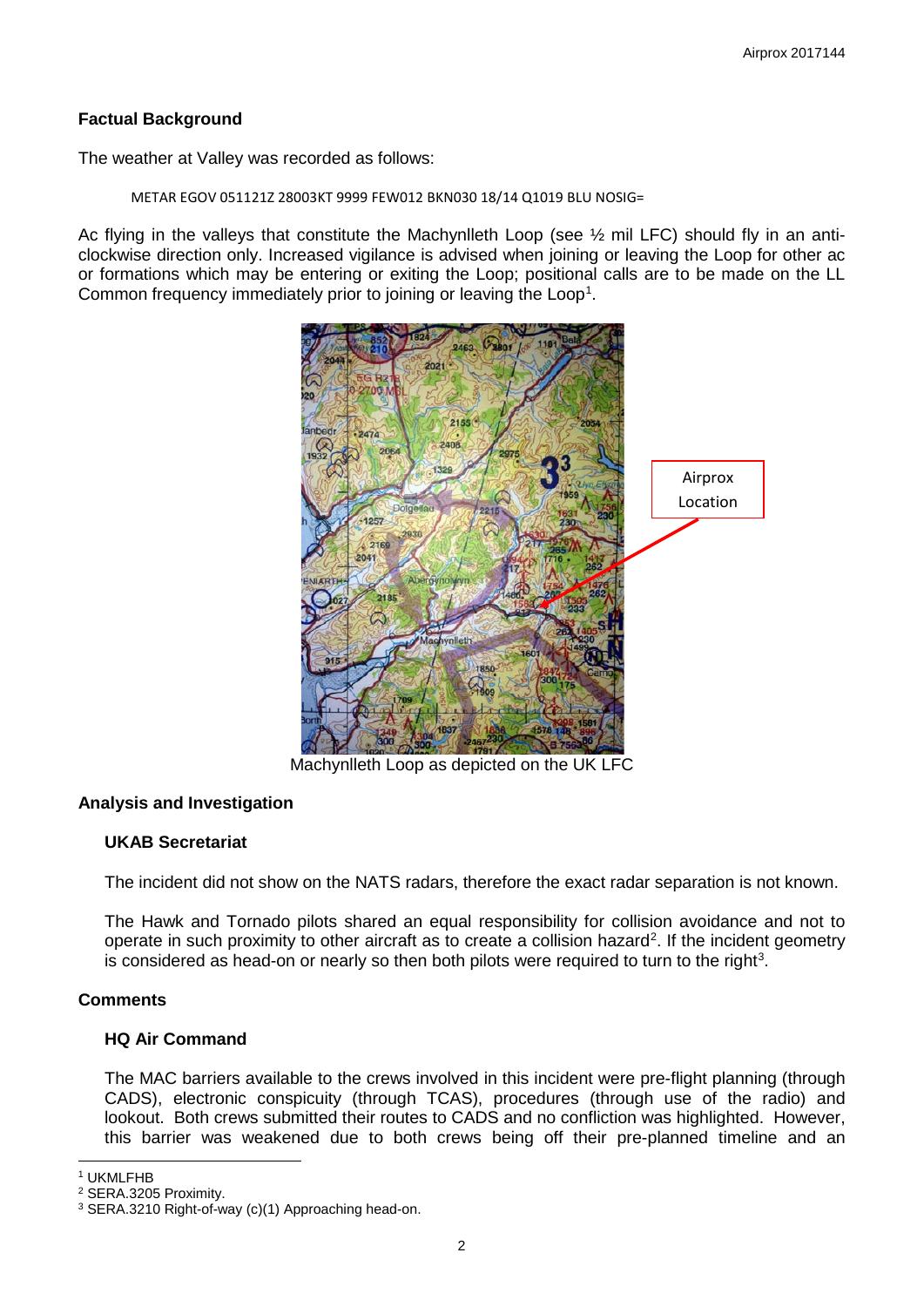## Factual Background

The weather at Valley was recorded as follows:

```
METAR EGOV 051121Z 28003KT 9999 FEW012 BKN030 18/14 Q1019 BLU NOSIG=
```

Ac flying in the valleys that constitute the Machynlleth Loop (see ½ mil LFC) should fly in an anti-clockwise direction only. Increased vigilance is advised when joining or leaving the Loop for other ac or formations which may be entering or exiting the Loop; positional calls are to be made on the LL Common frequency immediately prior to joining or leaving the Loop[1].

Machynlleth Loop as depicted on the UK LFC

## Analysis and Investigation

### UKAB Secretariat

The incident did not show on the NATS radars, therefore the exact radar separation is not known.

The Hawk and Tornado pilots shared an equal responsibility for collision avoidance and not to operate in such proximity to other aircraft as to create a collision hazard[2]. If the incident geometry is considered as head-on or nearly so then both pilots were required to turn to the right[3].

## Comments

### HQ Air Command

The MAC barriers available to the crews involved in this incident were pre-flight planning (through CADS), electronic conspicuity (through TCAS), procedures (through use of the radio) and lookout. Both crews submitted their routes to CADS and no confliction was highlighted. However, this barrier was weakened due to both crews being off their pre-planned timeline and an

---

[1] UKMLFHB

[2] SERA.3205 Proximity.

[3] SERA.3210 Right-of-way (c)(1) Approaching head-on.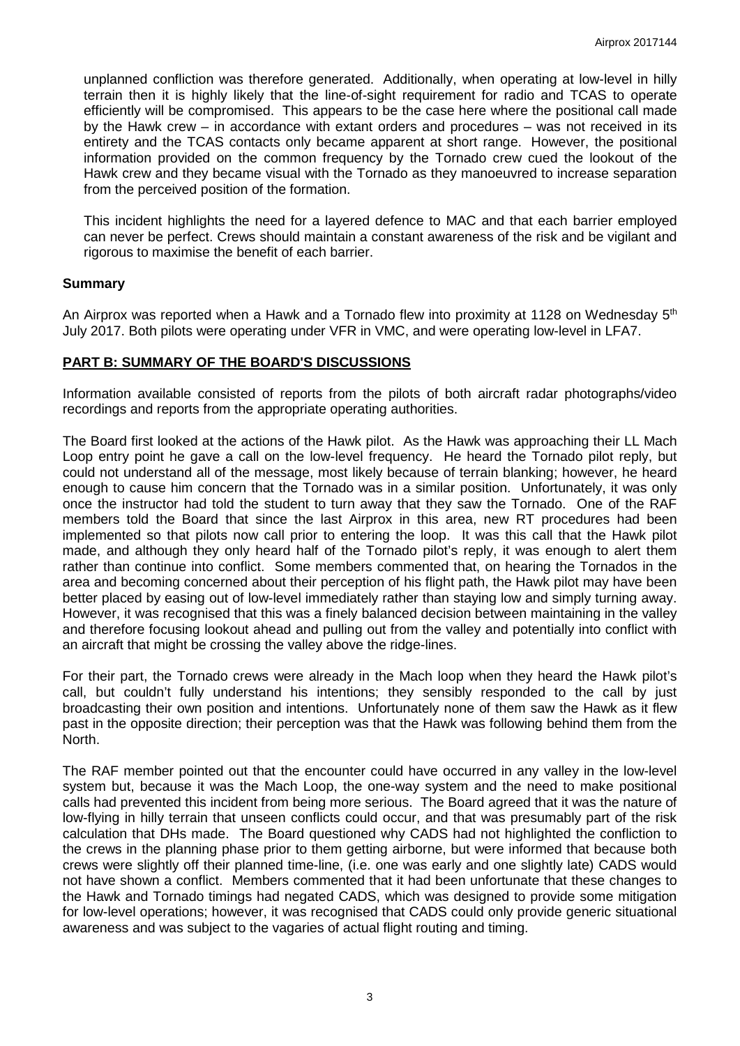unplanned confliction was therefore generated. Additionally, when operating at low-level in hilly terrain then it is highly likely that the line-of-sight requirement for radio and TCAS to operate efficiently will be compromised. This appears to be the case here where the positional call made by the Hawk crew – in accordance with extant orders and procedures – was not received in its entirety and the TCAS contacts only became apparent at short range. However, the positional information provided on the common frequency by the Tornado crew cued the lookout of the Hawk crew and they became visual with the Tornado as they manoeuvred to increase separation from the perceived position of the formation.

This incident highlights the need for a layered defence to MAC and that each barrier employed can never be perfect. Crews should maintain a constant awareness of the risk and be vigilant and rigorous to maximise the benefit of each barrier.

### Summary

An Airprox was reported when a Hawk and a Tornado flew into proximity at 1128 on Wednesday 5th July 2017. Both pilots were operating under VFR in VMC, and were operating low-level in LFA7.

## PART B: SUMMARY OF THE BOARD'S DISCUSSIONS

Information available consisted of reports from the pilots of both aircraft radar photographs/video recordings and reports from the appropriate operating authorities.

The Board first looked at the actions of the Hawk pilot. As the Hawk was approaching their LL Mach Loop entry point he gave a call on the low-level frequency. He heard the Tornado pilot reply, but could not understand all of the message, most likely because of terrain blanking; however, he heard enough to cause him concern that the Tornado was in a similar position. Unfortunately, it was only once the instructor had told the student to turn away that they saw the Tornado. One of the RAF members told the Board that since the last Airprox in this area, new RT procedures had been implemented so that pilots now call prior to entering the loop. It was this call that the Hawk pilot made, and although they only heard half of the Tornado pilot's reply, it was enough to alert them rather than continue into conflict. Some members commented that, on hearing the Tornados in the area and becoming concerned about their perception of his flight path, the Hawk pilot may have been better placed by easing out of low-level immediately rather than staying low and simply turning away. However, it was recognised that this was a finely balanced decision between maintaining in the valley and therefore focusing lookout ahead and pulling out from the valley and potentially into conflict with an aircraft that might be crossing the valley above the ridge-lines.

For their part, the Tornado crews were already in the Mach loop when they heard the Hawk pilot's call, but couldn't fully understand his intentions; they sensibly responded to the call by just broadcasting their own position and intentions. Unfortunately none of them saw the Hawk as it flew past in the opposite direction; their perception was that the Hawk was following behind them from the North.

The RAF member pointed out that the encounter could have occurred in any valley in the low-level system but, because it was the Mach Loop, the one-way system and the need to make positional calls had prevented this incident from being more serious. The Board agreed that it was the nature of low-flying in hilly terrain that unseen conflicts could occur, and that was presumably part of the risk calculation that DHs made. The Board questioned why CADS had not highlighted the confliction to the crews in the planning phase prior to them getting airborne, but were informed that because both crews were slightly off their planned time-line, (i.e. one was early and one slightly late) CADS would not have shown a conflict. Members commented that it had been unfortunate that these changes to the Hawk and Tornado timings had negated CADS, which was designed to provide some mitigation for low-level operations; however, it was recognised that CADS could only provide generic situational awareness and was subject to the vagaries of actual flight routing and timing.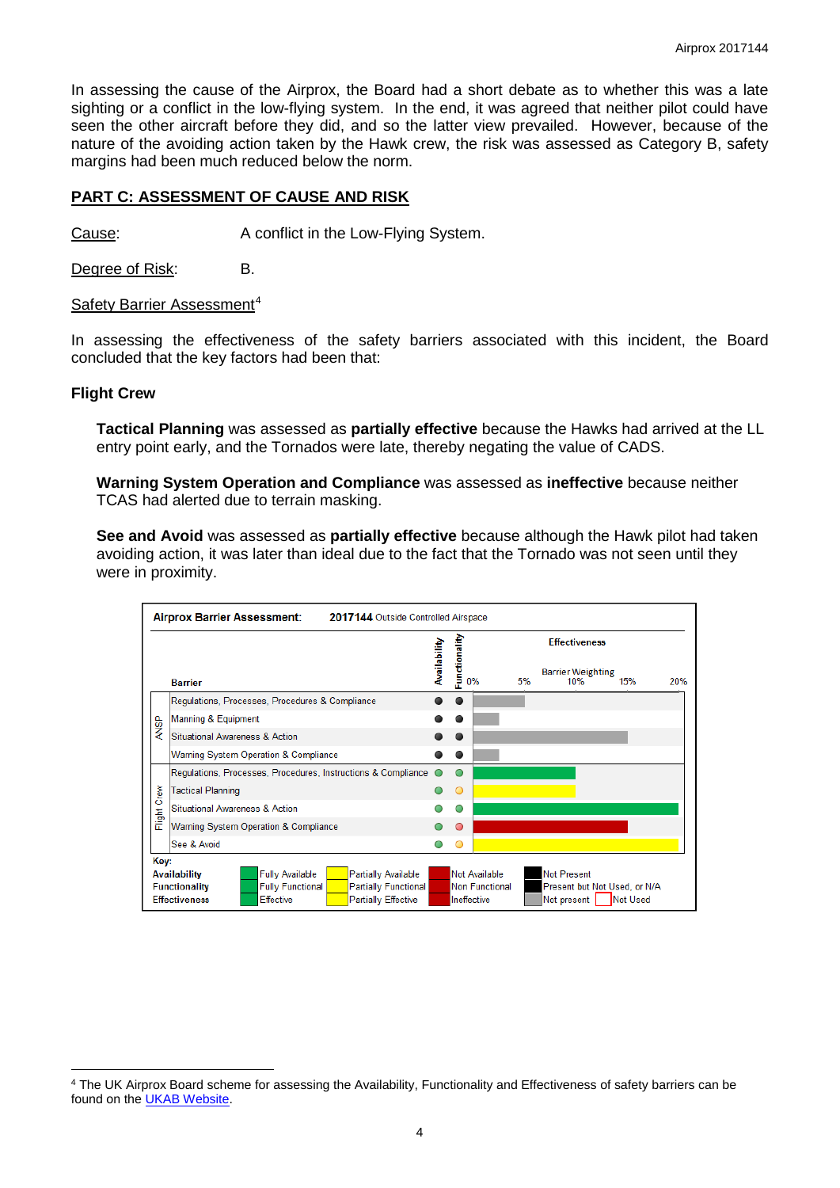In assessing the cause of the Airprox, the Board had a short debate as to whether this was a late sighting or a conflict in the low-flying system. In the end, it was agreed that neither pilot could have seen the other aircraft before they did, and so the latter view prevailed. However, because of the nature of the avoiding action taken by the Hawk crew, the risk was assessed as Category B, safety margins had been much reduced below the norm.

## PART C: ASSESSMENT OF CAUSE AND RISK

Cause: A conflict in the Low-Flying System.

Degree of Risk: B.

Safety Barrier Assessment[4]

In assessing the effectiveness of the safety barriers associated with this incident, the Board concluded that the key factors had been that:

### Flight Crew

**Tactical Planning** was assessed as **partially effective** because the Hawks had arrived at the LL entry point early, and the Tornados were late, thereby negating the value of CADS.

**Warning System Operation and Compliance** was assessed as **ineffective** because neither TCAS had alerted due to terrain masking.

**See and Avoid** was assessed as **partially effective** because although the Hawk pilot had taken avoiding action, it was later than ideal due to the fact that the Tornado was not seen until they were in proximity.

**Airprox Barrier Assessment:** **2017144** Outside Controlled Airspace

Barrier
Availability
Functionality
Effectiveness
Barrier Weighting
0% 5% 10% 15% 20%

ANSP
Regulations, Processes, Procedures & Compliance
Manning & Equipment
Situational Awareness & Action
Warning System Operation & Compliance

Flight Crew
Regulations, Processes, Procedures, Instructions & Compliance
Tactical Planning
Situational Awareness & Action
Warning System Operation & Compliance
See & Avoid

Key:
Availability: Fully Available, Partially Available, Not Available, Not Present
Functionality: Fully Functional, Partially Functional, Non Functional, Present but Not Used, or N/A
Effectiveness: Effective, Partially Effective, Ineffective, Not present, Not Used

---

[4] The UK Airprox Board scheme for assessing the Availability, Functionality and Effectiveness of safety barriers can be found on the UKAB Website.